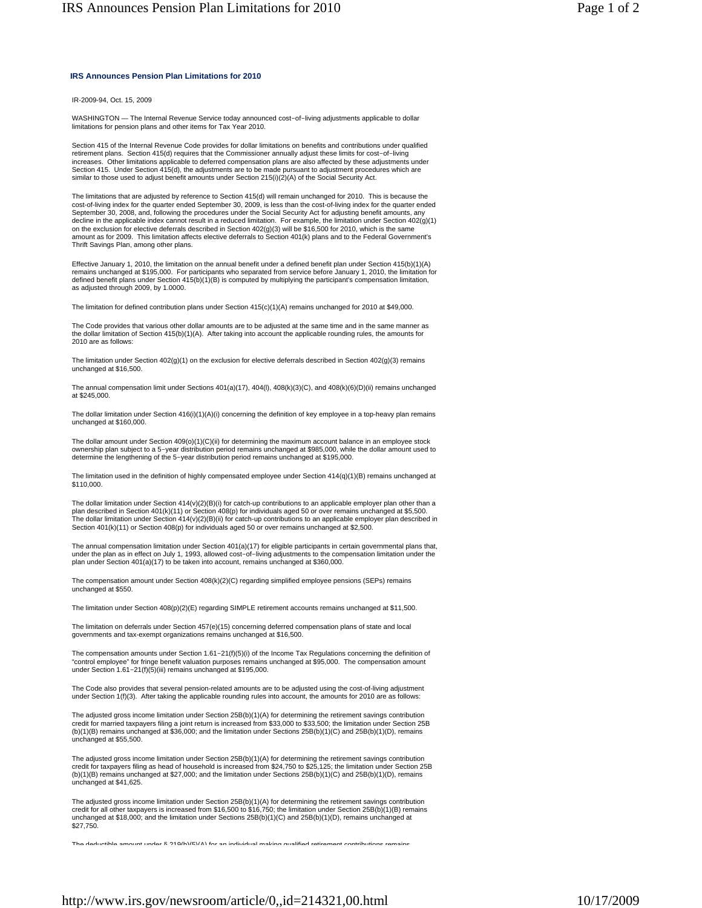## IRS Announces Pension Plan Limitations for 2010

IR-2009-94, Oct. 15, 2009

WASHINGTON — The Internal Revenue Service today announced cost-of-living adjustments applicable to dollar limitations for pension plans and other items for Tax Year 2010.

Section 415 of the Internal Revenue Code provides for dollar limitations on benefits and contributions under qualified retirement plans. Section 415(d) requires that the Commissioner annually adjust these limits for cost-of-living increases. Other limitations applicable to deferred compensation plans are also affected by these adjustments under Section 415. Under Section 415(d), the adjustments are to be made pursuant to adjustment procedures which are similar to those used to adjust benefit amounts under Section 215(i)(2)(A) of the Social Security Act.

The limitations that are adjusted by reference to Section 415(d) will remain unchanged for 2010. This is because the cost-of-living index for the quarter ended September 30, 2009, is less than the cost-of-living index for the quarter ended September 30, 2008, and, following the procedures under the Social Security Act for adjusting benefit amounts, any decline in the applicable index cannot result in a reduced limitation. For example, the limitation under Section 402(g)(1) on the exclusion for elective deferrals described in Section 402(g)(3) will be $16,500 for 2010, which is the same amount as for 2009. This limitation affects elective deferrals to Section 401(k) plans and to the Federal Government's Thrift Savings Plan, among other plans.

Effective January 1, 2010, the limitation on the annual benefit under a defined benefit plan under Section 415(b)(1)(A) remains unchanged at $195,000. For participants who separated from service before January 1, 2010, the limitation for defined benefit plans under Section 415(b)(1)(B) is computed by multiplying the participant's compensation limitation, as adjusted through 2009, by 1.0000.

The limitation for defined contribution plans under Section 415(c)(1)(A) remains unchanged for 2010 at $49,000.

The Code provides that various other dollar amounts are to be adjusted at the same time and in the same manner as the dollar limitation of Section 415(b)(1)(A). After taking into account the applicable rounding rules, the amounts for 2010 are as follows:

The limitation under Section 402(g)(1) on the exclusion for elective deferrals described in Section 402(g)(3) remains unchanged at $16,500.

The annual compensation limit under Sections 401(a)(17), 404(l), 408(k)(3)(C), and 408(k)(6)(D)(ii) remains unchanged at $245,000.

The dollar limitation under Section 416(i)(1)(A)(i) concerning the definition of key employee in a top-heavy plan remains unchanged at $160,000.

The dollar amount under Section 409(o)(1)(C)(ii) for determining the maximum account balance in an employee stock ownership plan subject to a 5-year distribution period remains unchanged at $985,000, while the dollar amount used to determine the lengthening of the 5-year distribution period remains unchanged at $195,000.

The limitation used in the definition of highly compensated employee under Section 414(q)(1)(B) remains unchanged at $110,000.

The dollar limitation under Section 414(v)(2)(B)(i) for catch-up contributions to an applicable employer plan other than a plan described in Section 401(k)(11) or Section 408(p) for individuals aged 50 or over remains unchanged at $5,500. The dollar limitation under Section 414(v)(2)(B)(ii) for catch-up contributions to an applicable employer plan described in Section 401(k)(11) or Section 408(p) for individuals aged 50 or over remains unchanged at $2,500.

The annual compensation limitation under Section 401(a)(17) for eligible participants in certain governmental plans that, under the plan as in effect on July 1, 1993, allowed cost-of-living adjustments to the compensation limitation under the plan under Section 401(a)(17) to be taken into account, remains unchanged at $360,000.

The compensation amount under Section 408(k)(2)(C) regarding simplified employee pensions (SEPs) remains unchanged at $550.

The limitation under Section 408(p)(2)(E) regarding SIMPLE retirement accounts remains unchanged at $11,500.

The limitation on deferrals under Section 457(e)(15) concerning deferred compensation plans of state and local governments and tax-exempt organizations remains unchanged at $16,500.

The compensation amounts under Section 1.61-21(f)(5)(i) of the Income Tax Regulations concerning the definition of "control employee" for fringe benefit valuation purposes remains unchanged at $95,000. The compensation amount under Section 1.61-21(f)(5)(iii) remains unchanged at $195,000.

The Code also provides that several pension-related amounts are to be adjusted using the cost-of-living adjustment under Section 1(f)(3). After taking the applicable rounding rules into account, the amounts for 2010 are as follows:

The adjusted gross income limitation under Section 25B(b)(1)(A) for determining the retirement savings contribution credit for married taxpayers filing a joint return is increased from $33,000 to $33,500; the limitation under Section 25B(b)(1)(B) remains unchanged at $36,000; and the limitation under Sections 25B(b)(1)(C) and 25B(b)(1)(D), remains unchanged at $55,500.

The adjusted gross income limitation under Section 25B(b)(1)(A) for determining the retirement savings contribution credit for taxpayers filing as head of household is increased from $24,750 to $25,125; the limitation under Section 25B(b)(1)(B) remains unchanged at $27,000; and the limitation under Sections 25B(b)(1)(C) and 25B(b)(1)(D), remains unchanged at $41,625.

The adjusted gross income limitation under Section 25B(b)(1)(A) for determining the retirement savings contribution credit for all other taxpayers is increased from $16,500 to $16,750; the limitation under Section 25B(b)(1)(B) remains unchanged at $18,000; and the limitation under Sections 25B(b)(1)(C) and 25B(b)(1)(D), remains unchanged at $27,750.

The deductible amount under § 219(b)(5)(A) for an individual making qualified retirement contributions remains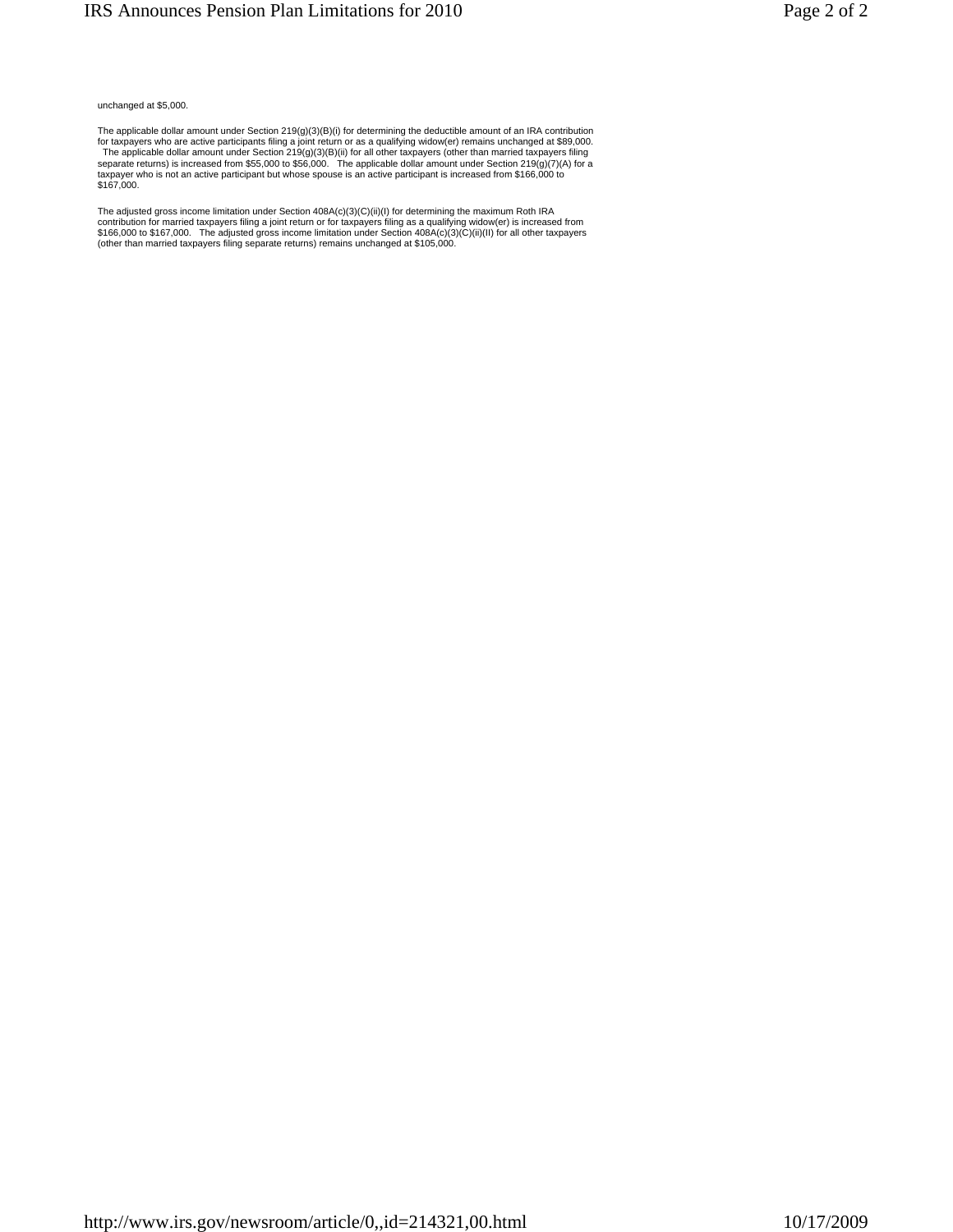unchanged at $5,000.

The applicable dollar amount under Section 219(g)(3)(B)(i) for determining the deductible amount of an IRA contribution for taxpayers who are active participants filing a joint return or as a qualifying widow(er) remains unchanged at $89,000. The applicable dollar amount under Section 219(g)(3)(B)(ii) for all other taxpayers (other than married taxpayers filing separate returns) is increased from $55,000 to $56,000. The applicable dollar amount under Section 219(g)(7)(A) for a taxpayer who is not an active participant but whose spouse is an active participant is increased from $166,000 to $167,000.

The adjusted gross income limitation under Section 408A(c)(3)(C)(ii)(I) for determining the maximum Roth IRA contribution for married taxpayers filing a joint return or for taxpayers filing as a qualifying widow(er) is increased from $166,000 to $167,000. The adjusted gross income limitation under Section 408A(c)(3)(C)(ii)(II) for all other taxpayers (other than married taxpayers filing separate returns) remains unchanged at $105,000.